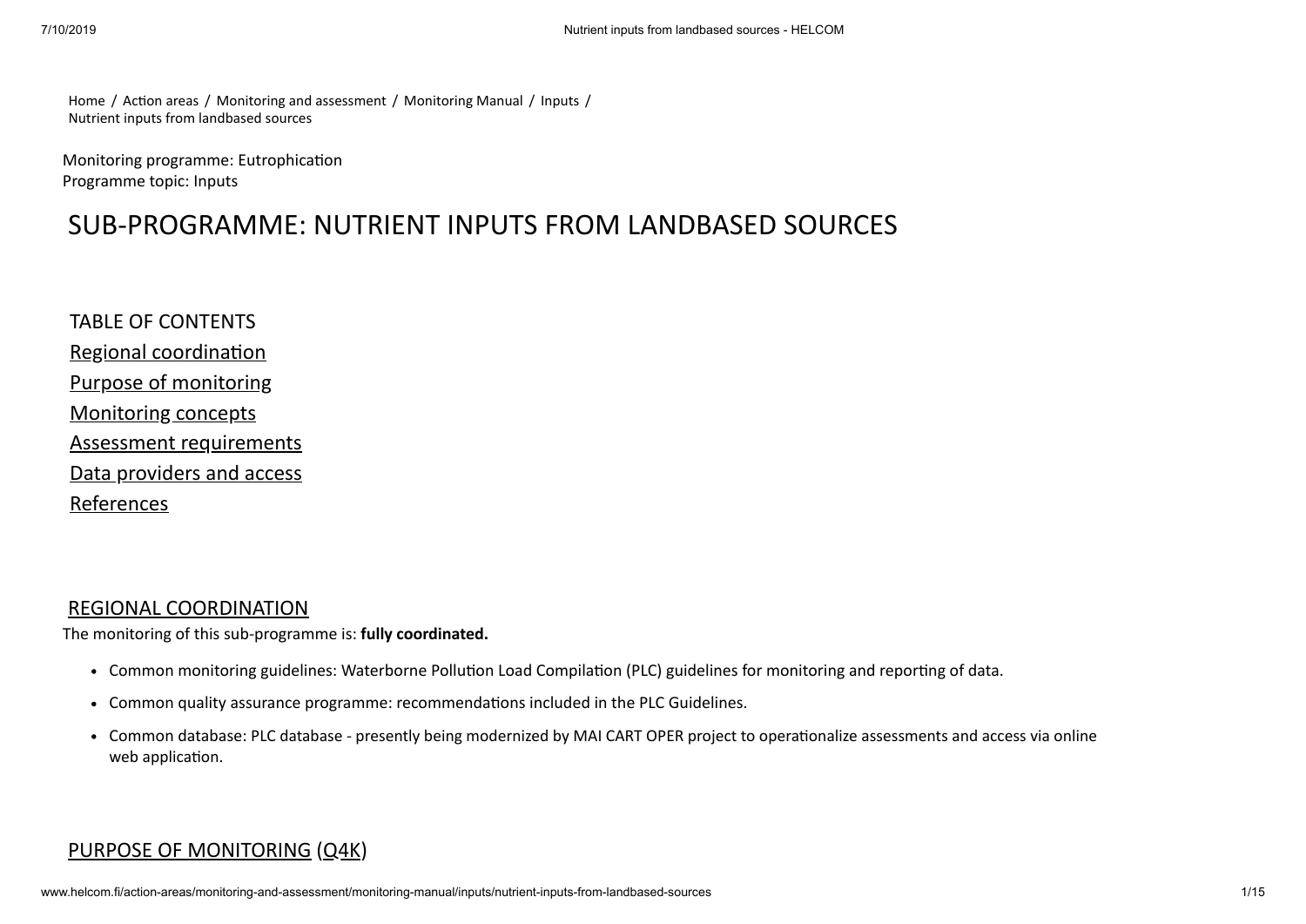Home / Action areas / Monitoring and assessment / Monitoring Manual / Inputs / Nutrient inputs from landbased sources

Monitoring programme: Eutrophication
Programme topic: Inputs

# SUB-PROGRAMME: NUTRIENT INPUTS FROM LANDBASED SOURCES

TABLE OF CONTENTS

Regional coordination
Purpose of monitoring
Monitoring concepts
Assessment requirements
Data providers and access
References

## REGIONAL COORDINATION

The monitoring of this sub-programme is: **fully coordinated.**

- Common monitoring guidelines: Waterborne Pollution Load Compilation (PLC) guidelines for monitoring and reporting of data.
- Common quality assurance programme: recommendations included in the PLC Guidelines.
- Common database: PLC database - presently being modernized by MAI CART OPER project to operationalize assessments and access via online web application.

## PURPOSE OF MONITORING (Q4K)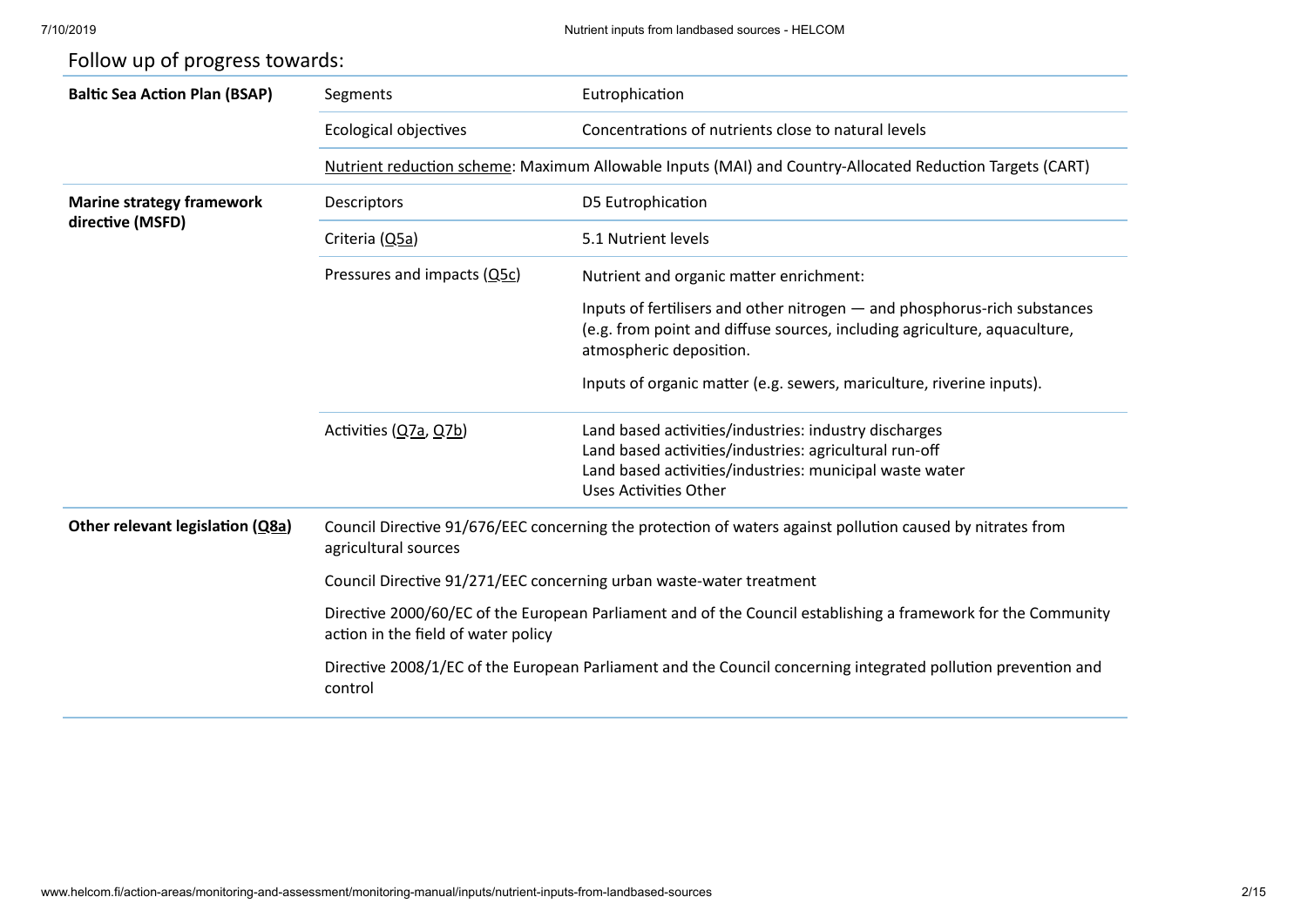Follow up of progress towards:

| | | |
|---|---|---|
| **Baltic Sea Action Plan (BSAP)** | Segments | Eutrophication |
| | Ecological objectives | Concentrations of nutrients close to natural levels |
| | Nutrient reduction scheme: Maximum Allowable Inputs (MAI) and Country-Allocated Reduction Targets (CART) | |
| **Marine strategy framework directive (MSFD)** | Descriptors | D5 Eutrophication |
| | Criteria (Q5a) | 5.1 Nutrient levels |
| | Pressures and impacts (Q5c) | Nutrient and organic matter enrichment:<br><br>Inputs of fertilisers and other nitrogen — and phosphorus-rich substances (e.g. from point and diffuse sources, including agriculture, aquaculture, atmospheric deposition.<br><br>Inputs of organic matter (e.g. sewers, mariculture, riverine inputs). |
| | Activities (Q7a, Q7b) | Land based activities/industries: industry discharges<br>Land based activities/industries: agricultural run-off<br>Land based activities/industries: municipal waste water<br>Uses Activities Other |
| **Other relevant legislation (Q8a)** | Council Directive 91/676/EEC concerning the protection of waters against pollution caused by nitrates from agricultural sources<br><br>Council Directive 91/271/EEC concerning urban waste-water treatment<br><br>Directive 2000/60/EC of the European Parliament and of the Council establishing a framework for the Community action in the field of water policy<br><br>Directive 2008/1/EC of the European Parliament and the Council concerning integrated pollution prevention and control | |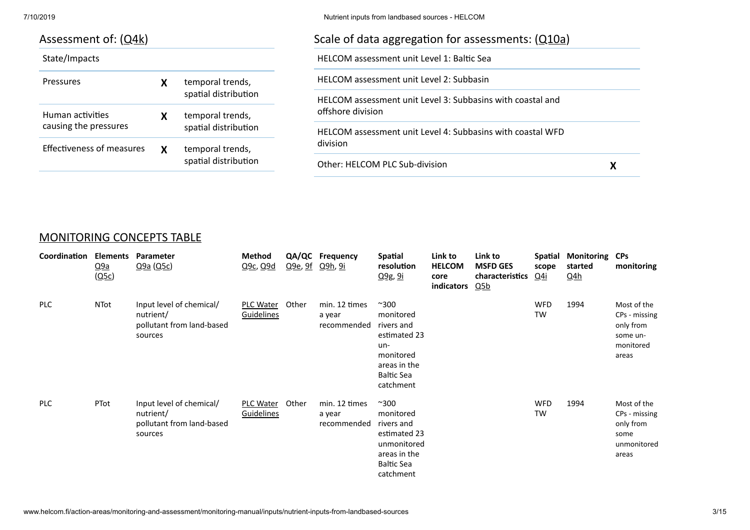## Assessment of: (Q4k)

| State/Impacts | | |
|---|---|---|
| Pressures | X | temporal trends, spatial distribution |
| Human activities causing the pressures | X | temporal trends, spatial distribution |
| Effectiveness of measures | X | temporal trends, spatial distribution |

## Scale of data aggregation for assessments: (Q10a)

| | |
|---|---|
| HELCOM assessment unit Level 1: Baltic Sea | |
| HELCOM assessment unit Level 2: Subbasin | |
| HELCOM assessment unit Level 3: Subbasins with coastal and offshore division | |
| HELCOM assessment unit Level 4: Subbasins with coastal WFD division | |
| Other: HELCOM PLC Sub-division | X |

## MONITORING CONCEPTS TABLE

| Coordination | Elements Q9a (Q5c) | Parameter Q9a (Q5c) | Method Q9c, Q9d | QA/QC Q9e, 9f | Frequency Q9h, 9i | Spatial resolution Q9g, 9i | Link to HELCOM core indicators | Link to MSFD GES characteristics Q5b | Spatial scope Q4i | Monitoring started Q4h | CPs monitoring |
|---|---|---|---|---|---|---|---|---|---|---|---|
| PLC | NTot | Input level of chemical/ nutrient/ pollutant from land-based sources | PLC Water Guidelines | Other | min. 12 times a year recommended | ~300 monitored rivers and estimated 23 un-monitored areas in the Baltic Sea catchment | | | WFD TW | 1994 | Most of the CPs - missing only from some un-monitored areas |
| PLC | PTot | Input level of chemical/ nutrient/ pollutant from land-based sources | PLC Water Guidelines | Other | min. 12 times a year recommended | ~300 monitored rivers and estimated 23 unmonitored areas in the Baltic Sea catchment | | | WFD TW | 1994 | Most of the CPs - missing only from some unmonitored areas |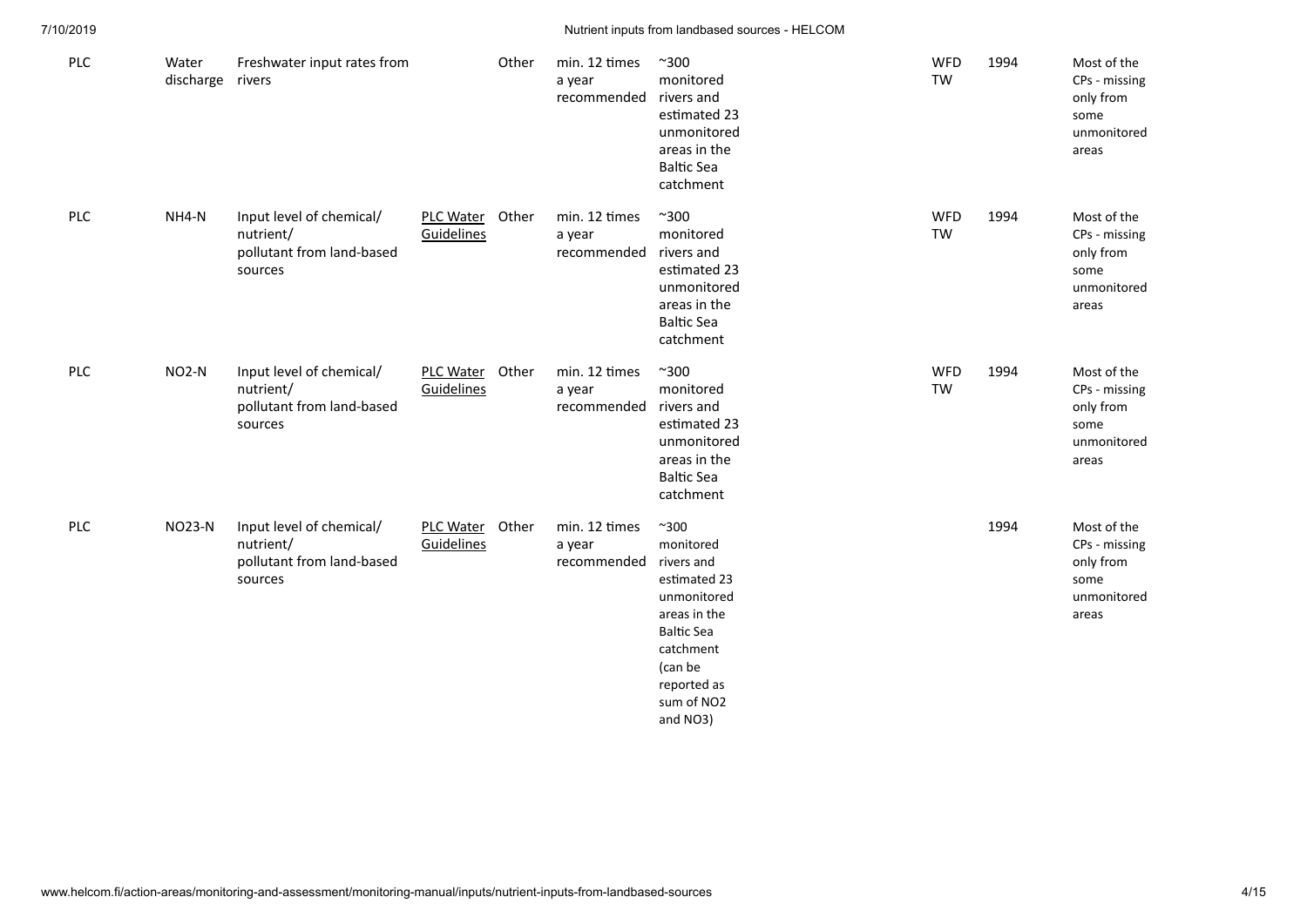| | | | | | | | | | |
|---|---|---|---|---|---|---|---|---|---|
| PLC | Water discharge | Freshwater input rates from rivers | | Other | min. 12 times a year recommended | ~300 monitored rivers and estimated 23 unmonitored areas in the Baltic Sea catchment | WFD TW | 1994 | Most of the CPs - missing only from some unmonitored areas |
| PLC | NH4-N | Input level of chemical/ nutrient/ pollutant from land-based sources | PLC Water Guidelines | Other | min. 12 times a year recommended | ~300 monitored rivers and estimated 23 unmonitored areas in the Baltic Sea catchment | WFD TW | 1994 | Most of the CPs - missing only from some unmonitored areas |
| PLC | NO2-N | Input level of chemical/ nutrient/ pollutant from land-based sources | PLC Water Guidelines | Other | min. 12 times a year recommended | ~300 monitored rivers and estimated 23 unmonitored areas in the Baltic Sea catchment | WFD TW | 1994 | Most of the CPs - missing only from some unmonitored areas |
| PLC | NO23-N | Input level of chemical/ nutrient/ pollutant from land-based sources | PLC Water Guidelines | Other | min. 12 times a year recommended | ~300 monitored rivers and estimated 23 unmonitored areas in the Baltic Sea catchment (can be reported as sum of NO2 and NO3) | | 1994 | Most of the CPs - missing only from some unmonitored areas |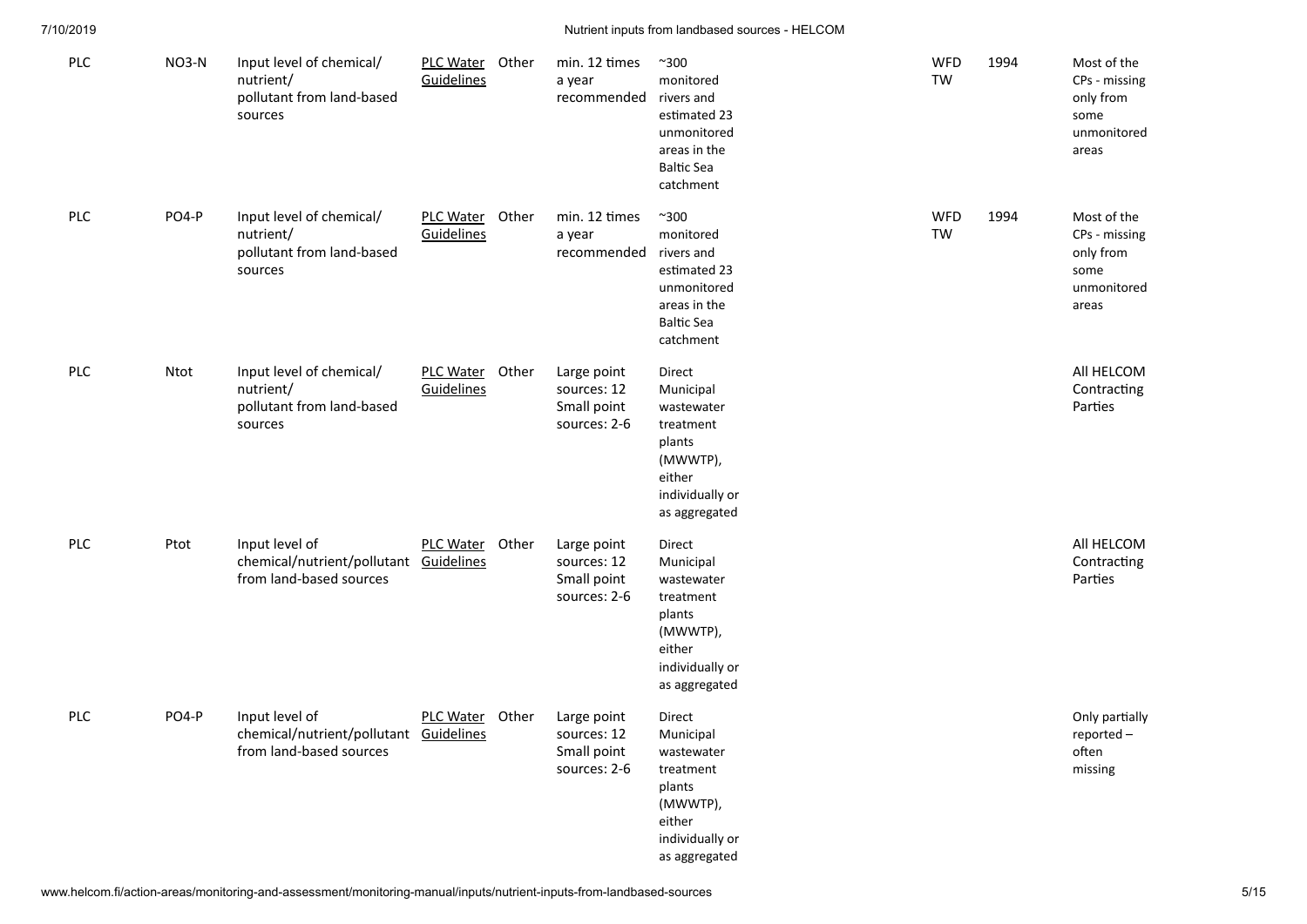| PLC | NO3-N | Input level of chemical/ nutrient/ pollutant from land-based sources | PLC Water Guidelines | Other | min. 12 times a year recommended | ~300 monitored rivers and estimated 23 unmonitored areas in the Baltic Sea catchment | WFD TW | 1994 | Most of the CPs - missing only from some unmonitored areas |
|---|---|---|---|---|---|---|---|---|---|
| PLC | PO4-P | Input level of chemical/ nutrient/ pollutant from land-based sources | PLC Water Guidelines | Other | min. 12 times a year recommended | ~300 monitored rivers and estimated 23 unmonitored areas in the Baltic Sea catchment | WFD TW | 1994 | Most of the CPs - missing only from some unmonitored areas |
| PLC | Ntot | Input level of chemical/ nutrient/ pollutant from land-based sources | PLC Water Guidelines | Other | Large point sources: 12 Small point sources: 2-6 | Direct Municipal wastewater treatment plants (MWWTP), either individually or as aggregated | | | All HELCOM Contracting Parties |
| PLC | Ptot | Input level of chemical/nutrient/pollutant from land-based sources | PLC Water Guidelines | Other | Large point sources: 12 Small point sources: 2-6 | Direct Municipal wastewater treatment plants (MWWTP), either individually or as aggregated | | | All HELCOM Contracting Parties |
| PLC | PO4-P | Input level of chemical/nutrient/pollutant from land-based sources | PLC Water Guidelines | Other | Large point sources: 12 Small point sources: 2-6 | Direct Municipal wastewater treatment plants (MWWTP), either individually or as aggregated | | | Only partially reported – often missing |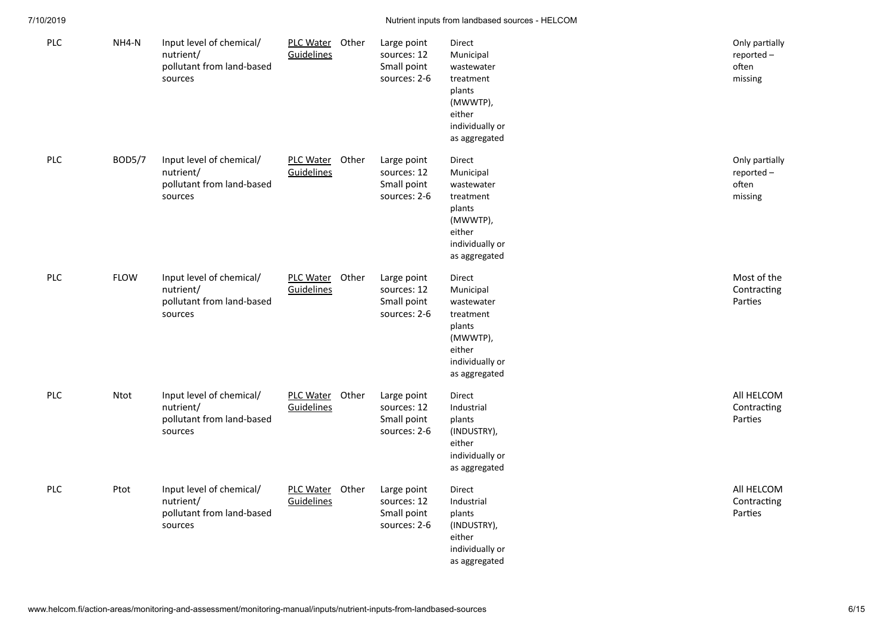| | | | | | | | |
|---|---|---|---|---|---|---|---|
| PLC | NH4-N | Input level of chemical/ nutrient/ pollutant from land-based sources | PLC Water Guidelines | Other | Large point sources: 12 Small point sources: 2-6 | Direct Municipal wastewater treatment plants (MWWTP), either individually or as aggregated | Only partially reported – often missing |
| PLC | BOD5/7 | Input level of chemical/ nutrient/ pollutant from land-based sources | PLC Water Guidelines | Other | Large point sources: 12 Small point sources: 2-6 | Direct Municipal wastewater treatment plants (MWWTP), either individually or as aggregated | Only partially reported – often missing |
| PLC | FLOW | Input level of chemical/ nutrient/ pollutant from land-based sources | PLC Water Guidelines | Other | Large point sources: 12 Small point sources: 2-6 | Direct Municipal wastewater treatment plants (MWWTP), either individually or as aggregated | Most of the Contracting Parties |
| PLC | Ntot | Input level of chemical/ nutrient/ pollutant from land-based sources | PLC Water Guidelines | Other | Large point sources: 12 Small point sources: 2-6 | Direct Industrial plants (INDUSTRY), either individually or as aggregated | All HELCOM Contracting Parties |
| PLC | Ptot | Input level of chemical/ nutrient/ pollutant from land-based sources | PLC Water Guidelines | Other | Large point sources: 12 Small point sources: 2-6 | Direct Industrial plants (INDUSTRY), either individually or as aggregated | All HELCOM Contracting Parties |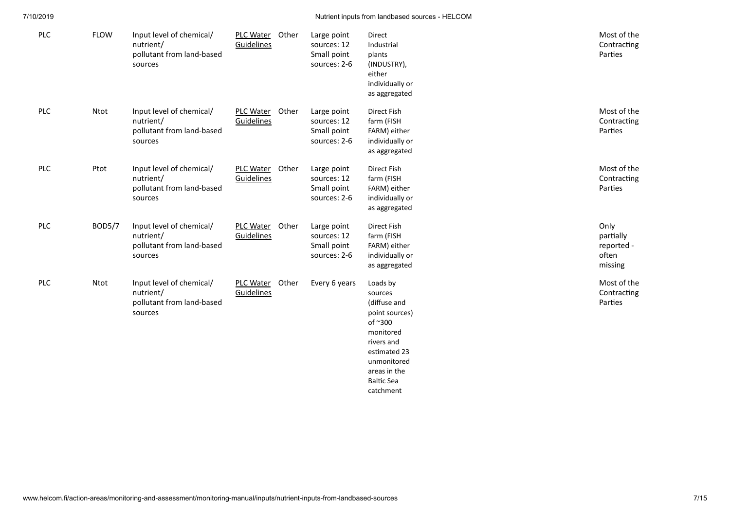| | | | | | | | |
|---|---|---|---|---|---|---|---|
| PLC | FLOW | Input level of chemical/ nutrient/ pollutant from land-based sources | PLC Water Guidelines | Other | Large point sources: 12 Small point sources: 2-6 | Direct Industrial plants (INDUSTRY), either individually or as aggregated | Most of the Contracting Parties |
| PLC | Ntot | Input level of chemical/ nutrient/ pollutant from land-based sources | PLC Water Guidelines | Other | Large point sources: 12 Small point sources: 2-6 | Direct Fish farm (FISH FARM) either individually or as aggregated | Most of the Contracting Parties |
| PLC | Ptot | Input level of chemical/ nutrient/ pollutant from land-based sources | PLC Water Guidelines | Other | Large point sources: 12 Small point sources: 2-6 | Direct Fish farm (FISH FARM) either individually or as aggregated | Most of the Contracting Parties |
| PLC | BOD5/7 | Input level of chemical/ nutrient/ pollutant from land-based sources | PLC Water Guidelines | Other | Large point sources: 12 Small point sources: 2-6 | Direct Fish farm (FISH FARM) either individually or as aggregated | Only partially reported - often missing |
| PLC | Ntot | Input level of chemical/ nutrient/ pollutant from land-based sources | PLC Water Guidelines | Other | Every 6 years | Loads by sources (diffuse and point sources) of ~300 monitored rivers and estimated 23 unmonitored areas in the Baltic Sea catchment | Most of the Contracting Parties |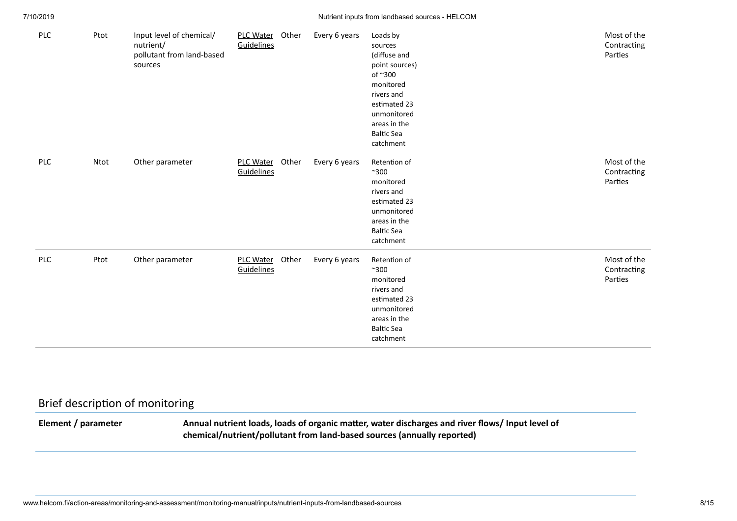| | | | | | | | |
|---|---|---|---|---|---|---|---|
| PLC | Ptot | Input level of chemical/ nutrient/ pollutant from land-based sources | PLC Water Guidelines | Other | Every 6 years | Loads by sources (diffuse and point sources) of ~300 monitored rivers and estimated 23 unmonitored areas in the Baltic Sea catchment | Most of the Contracting Parties |
| PLC | Ntot | Other parameter | PLC Water Guidelines | Other | Every 6 years | Retention of ~300 monitored rivers and estimated 23 unmonitored areas in the Baltic Sea catchment | Most of the Contracting Parties |
| PLC | Ptot | Other parameter | PLC Water Guidelines | Other | Every 6 years | Retention of ~300 monitored rivers and estimated 23 unmonitored areas in the Baltic Sea catchment | Most of the Contracting Parties |

## Brief description of monitoring

| Element / parameter | Annual nutrient loads, loads of organic matter, water discharges and river flows/ Input level of chemical/nutrient/pollutant from land-based sources (annually reported) |
|---|---|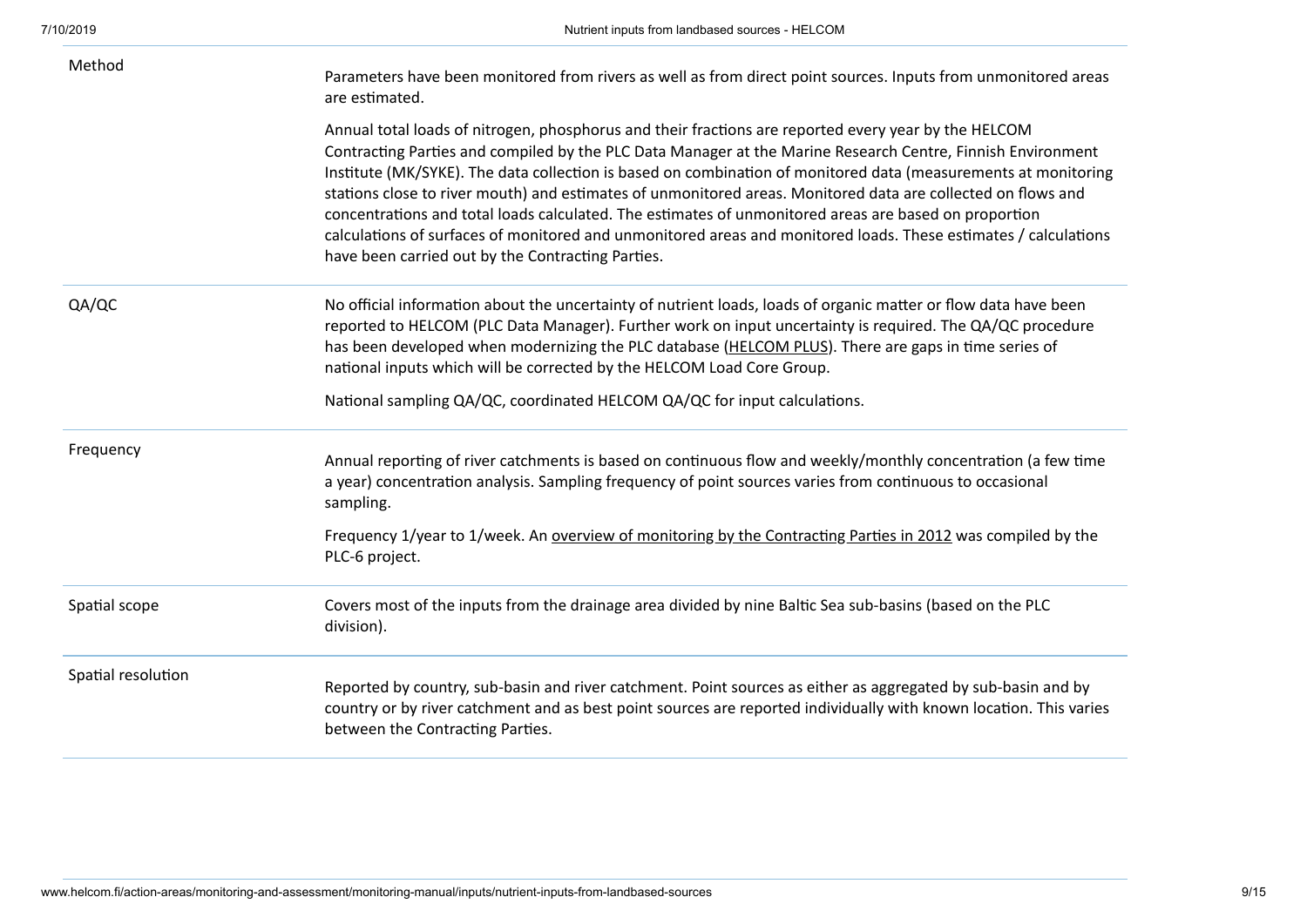| | |
|---|---|
| Method | Parameters have been monitored from rivers as well as from direct point sources. Inputs from unmonitored areas are estimated.<br><br>Annual total loads of nitrogen, phosphorus and their fractions are reported every year by the HELCOM Contracting Parties and compiled by the PLC Data Manager at the Marine Research Centre, Finnish Environment Institute (MK/SYKE). The data collection is based on combination of monitored data (measurements at monitoring stations close to river mouth) and estimates of unmonitored areas. Monitored data are collected on flows and concentrations and total loads calculated. The estimates of unmonitored areas are based on proportion calculations of surfaces of monitored and unmonitored areas and monitored loads. These estimates / calculations have been carried out by the Contracting Parties. |
| QA/QC | No official information about the uncertainty of nutrient loads, loads of organic matter or flow data have been reported to HELCOM (PLC Data Manager). Further work on input uncertainty is required. The QA/QC procedure has been developed when modernizing the PLC database (HELCOM PLUS). There are gaps in time series of national inputs which will be corrected by the HELCOM Load Core Group.<br><br>National sampling QA/QC, coordinated HELCOM QA/QC for input calculations. |
| Frequency | Annual reporting of river catchments is based on continuous flow and weekly/monthly concentration (a few time a year) concentration analysis. Sampling frequency of point sources varies from continuous to occasional sampling.<br><br>Frequency 1/year to 1/week. An overview of monitoring by the Contracting Parties in 2012 was compiled by the PLC-6 project. |
| Spatial scope | Covers most of the inputs from the drainage area divided by nine Baltic Sea sub-basins (based on the PLC division). |
| Spatial resolution | Reported by country, sub-basin and river catchment. Point sources as either as aggregated by sub-basin and by country or by river catchment and as best point sources are reported individually with known location. This varies between the Contracting Parties. |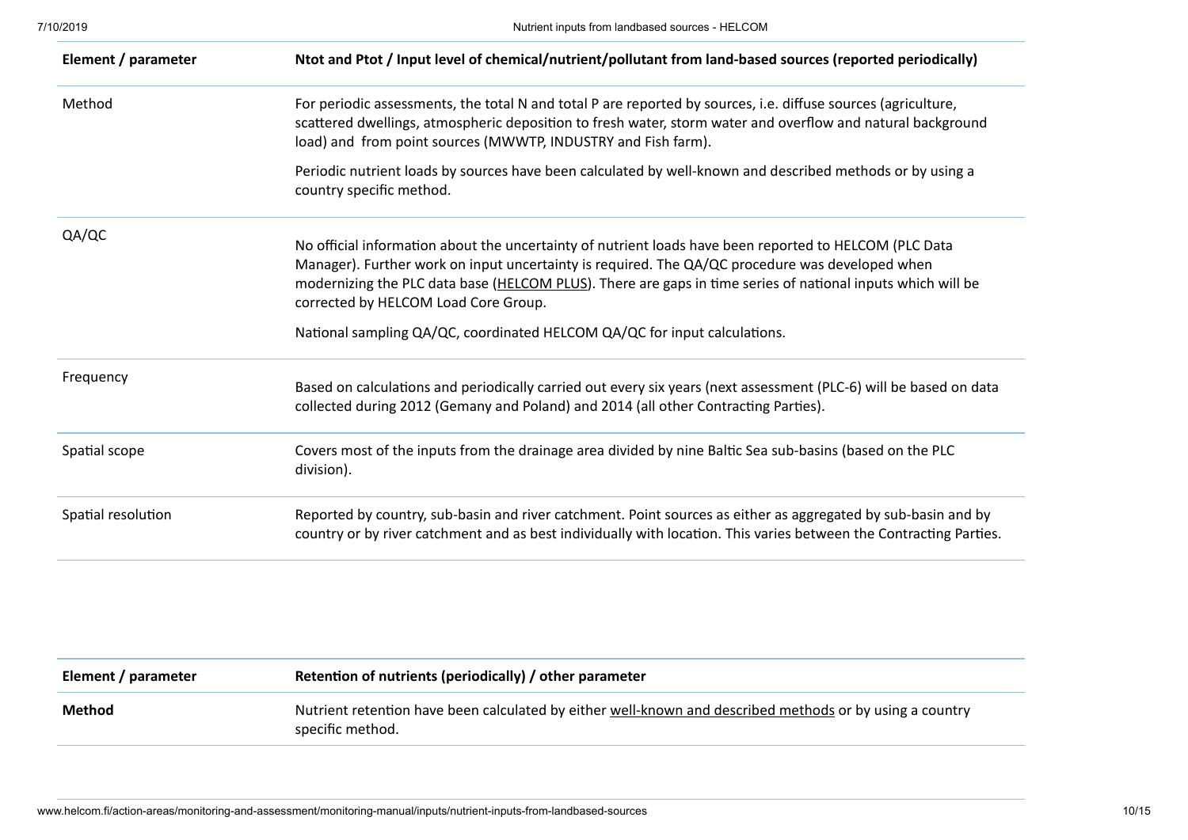| Element / parameter | Ntot and Ptot / Input level of chemical/nutrient/pollutant from land-based sources (reported periodically) |
|---|---|
| Method | For periodic assessments, the total N and total P are reported by sources, i.e. diffuse sources (agriculture, scattered dwellings, atmospheric deposition to fresh water, storm water and overflow and natural background load) and from point sources (MWWTP, INDUSTRY and Fish farm).<br><br>Periodic nutrient loads by sources have been calculated by well-known and described methods or by using a country specific method. |
| QA/QC | No official information about the uncertainty of nutrient loads have been reported to HELCOM (PLC Data Manager). Further work on input uncertainty is required. The QA/QC procedure was developed when modernizing the PLC data base (HELCOM PLUS). There are gaps in time series of national inputs which will be corrected by HELCOM Load Core Group.<br><br>National sampling QA/QC, coordinated HELCOM QA/QC for input calculations. |
| Frequency | Based on calculations and periodically carried out every six years (next assessment (PLC-6) will be based on data collected during 2012 (Gemany and Poland) and 2014 (all other Contracting Parties). |
| Spatial scope | Covers most of the inputs from the drainage area divided by nine Baltic Sea sub-basins (based on the PLC division). |
| Spatial resolution | Reported by country, sub-basin and river catchment. Point sources as either as aggregated by sub-basin and by country or by river catchment and as best individually with location. This varies between the Contracting Parties. |

| Element / parameter | Retention of nutrients (periodically) / other parameter |
|---|---|
| **Method** | Nutrient retention have been calculated by either well-known and described methods or by using a country specific method. |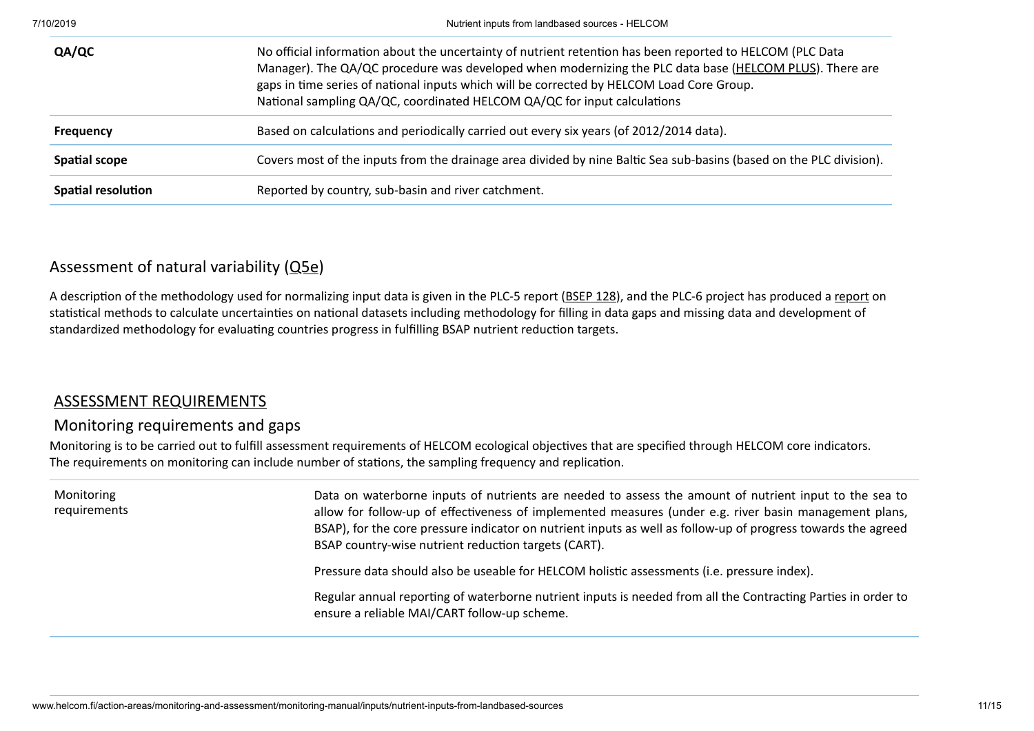| | |
|---|---|
| **QA/QC** | No official information about the uncertainty of nutrient retention has been reported to HELCOM (PLC Data Manager). The QA/QC procedure was developed when modernizing the PLC data base (HELCOM PLUS). There are gaps in time series of national inputs which will be corrected by HELCOM Load Core Group. National sampling QA/QC, coordinated HELCOM QA/QC for input calculations |
| **Frequency** | Based on calculations and periodically carried out every six years (of 2012/2014 data). |
| **Spatial scope** | Covers most of the inputs from the drainage area divided by nine Baltic Sea sub-basins (based on the PLC division). |
| **Spatial resolution** | Reported by country, sub-basin and river catchment. |

## Assessment of natural variability (Q5e)

A description of the methodology used for normalizing input data is given in the PLC-5 report (BSEP 128), and the PLC-6 project has produced a report on statistical methods to calculate uncertainties on national datasets including methodology for filling in data gaps and missing data and development of standardized methodology for evaluating countries progress in fulfilling BSAP nutrient reduction targets.

## ASSESSMENT REQUIREMENTS

## Monitoring requirements and gaps

Monitoring is to be carried out to fulfill assessment requirements of HELCOM ecological objectives that are specified through HELCOM core indicators. The requirements on monitoring can include number of stations, the sampling frequency and replication.

| | |
|---|---|
| Monitoring requirements | Data on waterborne inputs of nutrients are needed to assess the amount of nutrient input to the sea to allow for follow-up of effectiveness of implemented measures (under e.g. river basin management plans, BSAP), for the core pressure indicator on nutrient inputs as well as follow-up of progress towards the agreed BSAP country-wise nutrient reduction targets (CART).<br><br>Pressure data should also be useable for HELCOM holistic assessments (i.e. pressure index).<br><br>Regular annual reporting of waterborne nutrient inputs is needed from all the Contracting Parties in order to ensure a reliable MAI/CART follow-up scheme. |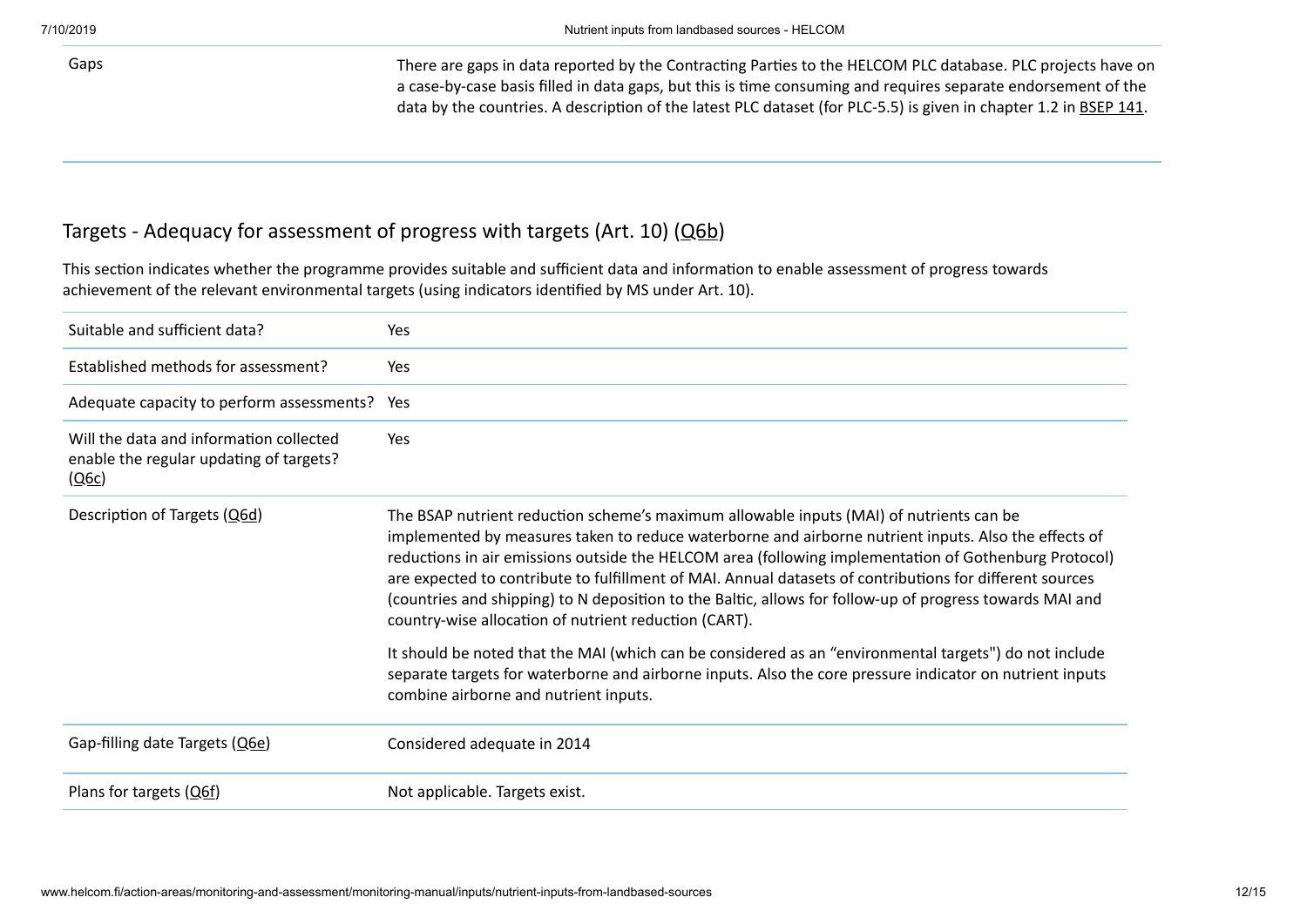| | |
|---|---|
| Gaps | There are gaps in data reported by the Contracting Parties to the HELCOM PLC database. PLC projects have on a case-by-case basis filled in data gaps, but this is time consuming and requires separate endorsement of the data by the countries. A description of the latest PLC dataset (for PLC-5.5) is given in chapter 1.2 in BSEP 141. |

## Targets - Adequacy for assessment of progress with targets (Art. 10) (Q6b)

This section indicates whether the programme provides suitable and sufficient data and information to enable assessment of progress towards achievement of the relevant environmental targets (using indicators identified by MS under Art. 10).

| | |
|---|---|
| Suitable and sufficient data? | Yes |
| Established methods for assessment? | Yes |
| Adequate capacity to perform assessments? | Yes |
| Will the data and information collected enable the regular updating of targets? (Q6c) | Yes |
| Description of Targets (Q6d) | The BSAP nutrient reduction scheme's maximum allowable inputs (MAI) of nutrients can be implemented by measures taken to reduce waterborne and airborne nutrient inputs. Also the effects of reductions in air emissions outside the HELCOM area (following implementation of Gothenburg Protocol) are expected to contribute to fulfillment of MAI. Annual datasets of contributions for different sources (countries and shipping) to N deposition to the Baltic, allows for follow-up of progress towards MAI and country-wise allocation of nutrient reduction (CART).<br><br>It should be noted that the MAI (which can be considered as an "environmental targets") do not include separate targets for waterborne and airborne inputs. Also the core pressure indicator on nutrient inputs combine airborne and nutrient inputs. |
| Gap-filling date Targets (Q6e) | Considered adequate in 2014 |
| Plans for targets (Q6f) | Not applicable. Targets exist. |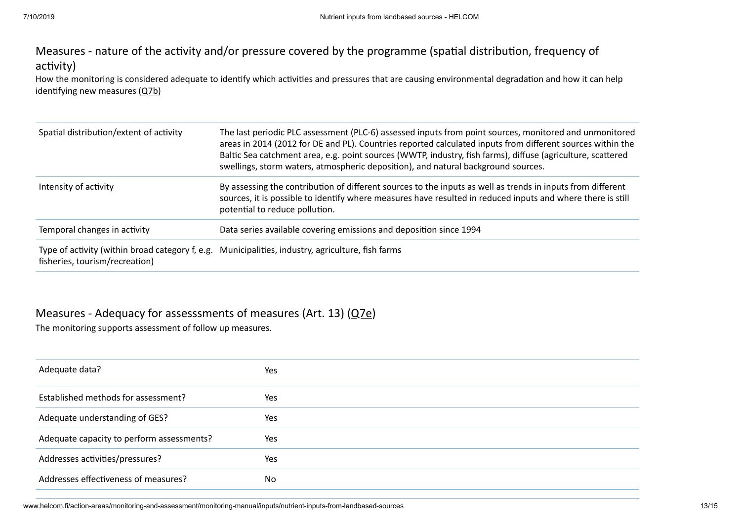## Measures - nature of the activity and/or pressure covered by the programme (spatial distribution, frequency of activity)

How the monitoring is considered adequate to identify which activities and pressures that are causing environmental degradation and how it can help identifying new measures (Q7b)

| | |
|---|---|
| Spatial distribution/extent of activity | The last periodic PLC assessment (PLC-6) assessed inputs from point sources, monitored and unmonitored areas in 2014 (2012 for DE and PL). Countries reported calculated inputs from different sources within the Baltic Sea catchment area, e.g. point sources (WWTP, industry, fish farms), diffuse (agriculture, scattered swellings, storm waters, atmospheric deposition), and natural background sources. |
| Intensity of activity | By assessing the contribution of different sources to the inputs as well as trends in inputs from different sources, it is possible to identify where measures have resulted in reduced inputs and where there is still potential to reduce pollution. |
| Temporal changes in activity | Data series available covering emissions and deposition since 1994 |
| Type of activity (within broad category f, e.g. fisheries, tourism/recreation) | Municipalities, industry, agriculture, fish farms |

## Measures - Adequacy for assesssments of measures (Art. 13) (Q7e)

The monitoring supports assessment of follow up measures.

| | |
|---|---|
| Adequate data? | Yes |
| Established methods for assessment? | Yes |
| Adequate understanding of GES? | Yes |
| Adequate capacity to perform assessments? | Yes |
| Addresses activities/pressures? | Yes |
| Addresses effectiveness of measures? | No |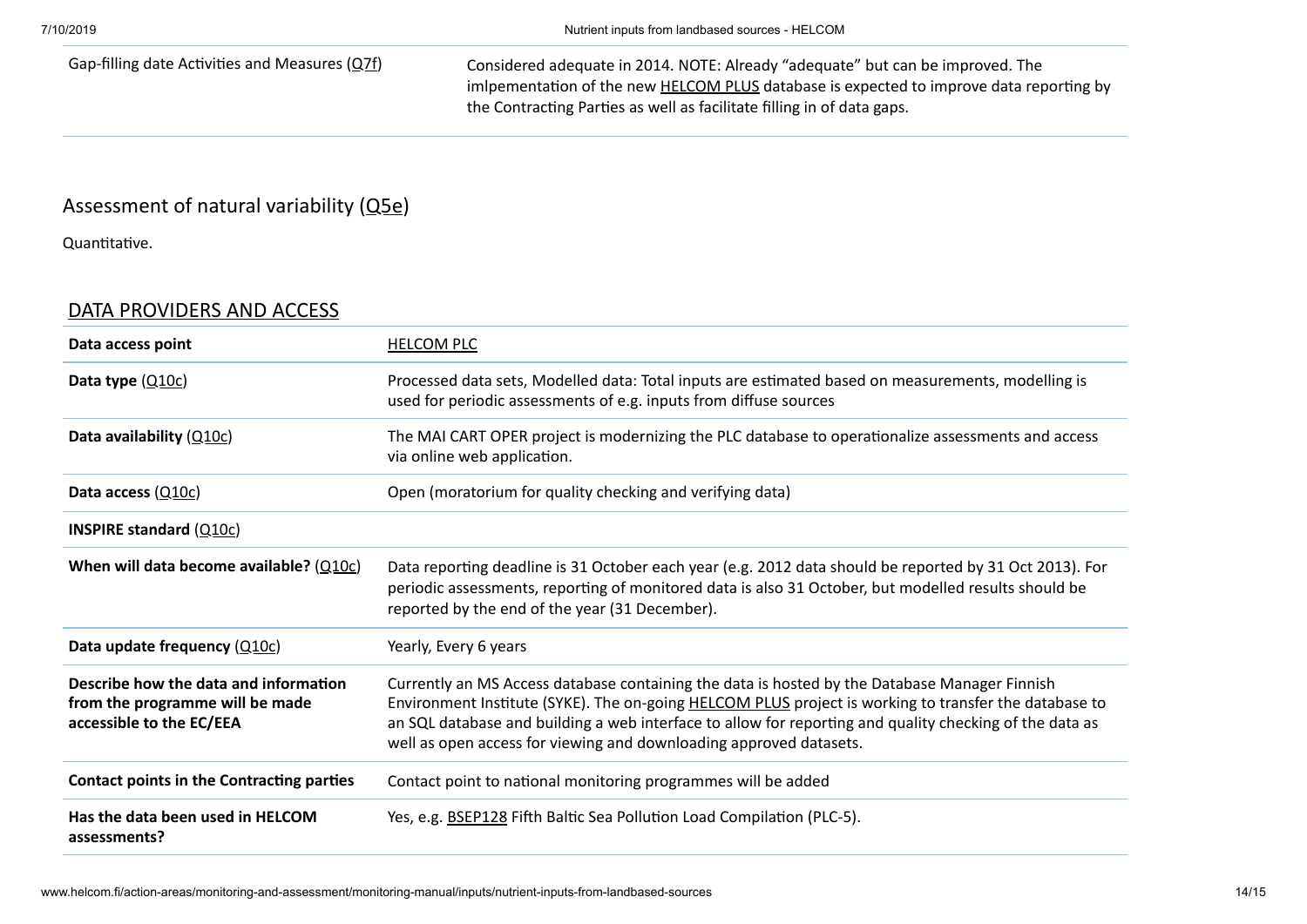| | |
|---|---|
| Gap-filling date Activities and Measures (Q7f) | Considered adequate in 2014. NOTE: Already “adequate” but can be improved. The imlpementation of the new HELCOM PLUS database is expected to improve data reporting by the Contracting Parties as well as facilitate filling in of data gaps. |

## Assessment of natural variability (Q5e)

Quantitative.

## DATA PROVIDERS AND ACCESS

| | |
|---|---|
| **Data access point** | HELCOM PLC |
| **Data type** (Q10c) | Processed data sets, Modelled data: Total inputs are estimated based on measurements, modelling is used for periodic assessments of e.g. inputs from diffuse sources |
| **Data availability** (Q10c) | The MAI CART OPER project is modernizing the PLC database to operationalize assessments and access via online web application. |
| **Data access** (Q10c) | Open (moratorium for quality checking and verifying data) |
| **INSPIRE standard** (Q10c) | |
| **When will data become available?** (Q10c) | Data reporting deadline is 31 October each year (e.g. 2012 data should be reported by 31 Oct 2013). For periodic assessments, reporting of monitored data is also 31 October, but modelled results should be reported by the end of the year (31 December). |
| **Data update frequency** (Q10c) | Yearly, Every 6 years |
| **Describe how the data and information from the programme will be made accessible to the EC/EEA** | Currently an MS Access database containing the data is hosted by the Database Manager Finnish Environment Institute (SYKE). The on-going HELCOM PLUS project is working to transfer the database to an SQL database and building a web interface to allow for reporting and quality checking of the data as well as open access for viewing and downloading approved datasets. |
| **Contact points in the Contracting parties** | Contact point to national monitoring programmes will be added |
| **Has the data been used in HELCOM assessments?** | Yes, e.g. BSEP128 Fifth Baltic Sea Pollution Load Compilation (PLC-5). |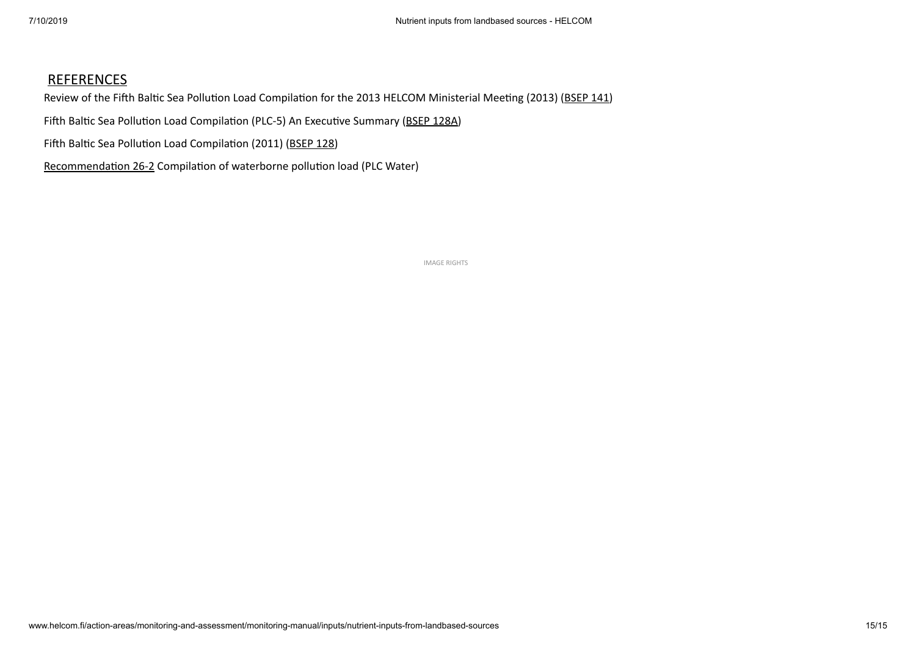## REFERENCES

Review of the Fifth Baltic Sea Pollution Load Compilation for the 2013 HELCOM Ministerial Meeting (2013) (BSEP 141)

Fifth Baltic Sea Pollution Load Compilation (PLC-5) An Executive Summary (BSEP 128A)

Fifth Baltic Sea Pollution Load Compilation (2011) (BSEP 128)

Recommendation 26-2 Compilation of waterborne pollution load (PLC Water)

IMAGE RIGHTS